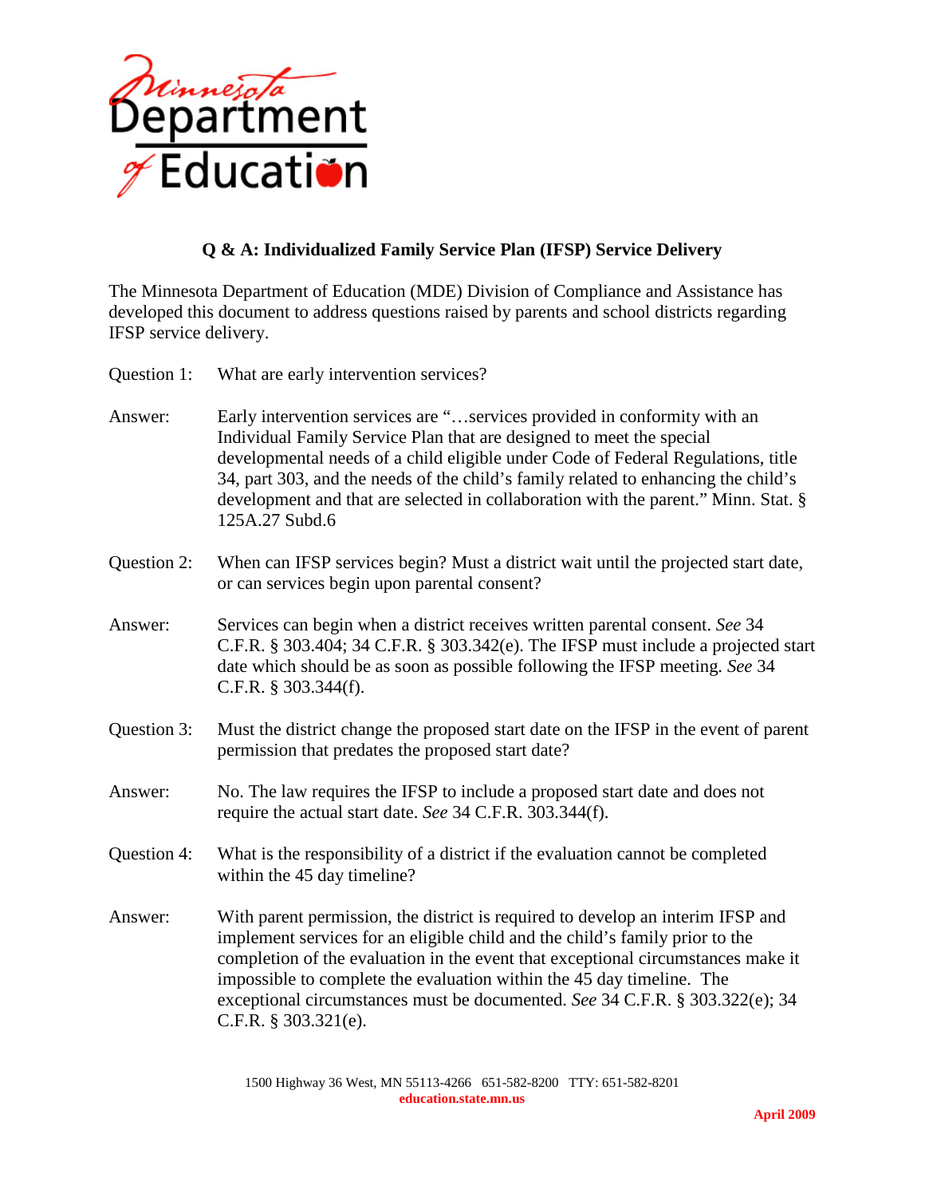## Q & A: Individualized Family Service Plan (IFSP) Service Delivery

The Minnesota Department of Education (MDE) Division of Compliance and Assistance has developed this document to address questions raised by parents and school districts regarding IFSP service delivery.

Question 1: What are early intervention services?

Answer: Early intervention services are "…services provided in conformity with an Individual Family Service Plan that are designed to meet the special developmental needs of a child eligible under Code of Federal Regulations, title 34, part 303, and the needs of the child's family related to enhancing the child's development and that are selected in collaboration with the parent." Minn. Stat. § 125A.27 Subd.6

Question 2: When can IFSP services begin? Must a district wait until the projected start date, or can services begin upon parental consent?

Answer: Services can begin when a district receives written parental consent. *See* 34 C.F.R. § 303.404; 34 C.F.R. § 303.342(e). The IFSP must include a projected start date which should be as soon as possible following the IFSP meeting. *See* 34 C.F.R. § 303.344(f).

Question 3: Must the district change the proposed start date on the IFSP in the event of parent permission that predates the proposed start date?

Answer: No. The law requires the IFSP to include a proposed start date and does not require the actual start date. *See* 34 C.F.R. 303.344(f).

Question 4: What is the responsibility of a district if the evaluation cannot be completed within the 45 day timeline?

Answer: With parent permission, the district is required to develop an interim IFSP and implement services for an eligible child and the child's family prior to the completion of the evaluation in the event that exceptional circumstances make it impossible to complete the evaluation within the 45 day timeline. The exceptional circumstances must be documented. *See* 34 C.F.R. § 303.322(e); 34 C.F.R. § 303.321(e).

1500 Highway 36 West, MN 55113-4266 651-582-8200 TTY: 651-582-8201
**education.state.mn.us**

**April 2009**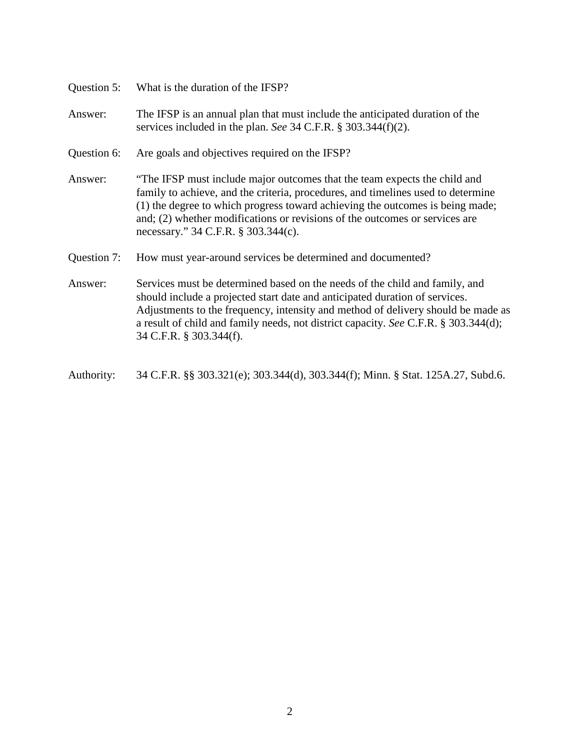Question 5: What is the duration of the IFSP?

Answer: The IFSP is an annual plan that must include the anticipated duration of the services included in the plan. *See* 34 C.F.R. § 303.344(f)(2).

Question 6: Are goals and objectives required on the IFSP?

Answer: "The IFSP must include major outcomes that the team expects the child and family to achieve, and the criteria, procedures, and timelines used to determine (1) the degree to which progress toward achieving the outcomes is being made; and; (2) whether modifications or revisions of the outcomes or services are necessary." 34 C.F.R. § 303.344(c).

Question 7: How must year-around services be determined and documented?

Answer: Services must be determined based on the needs of the child and family, and should include a projected start date and anticipated duration of services. Adjustments to the frequency, intensity and method of delivery should be made as a result of child and family needs, not district capacity. *See* C.F.R. § 303.344(d); 34 C.F.R. § 303.344(f).

Authority: 34 C.F.R. §§ 303.321(e); 303.344(d), 303.344(f); Minn. § Stat. 125A.27, Subd.6.